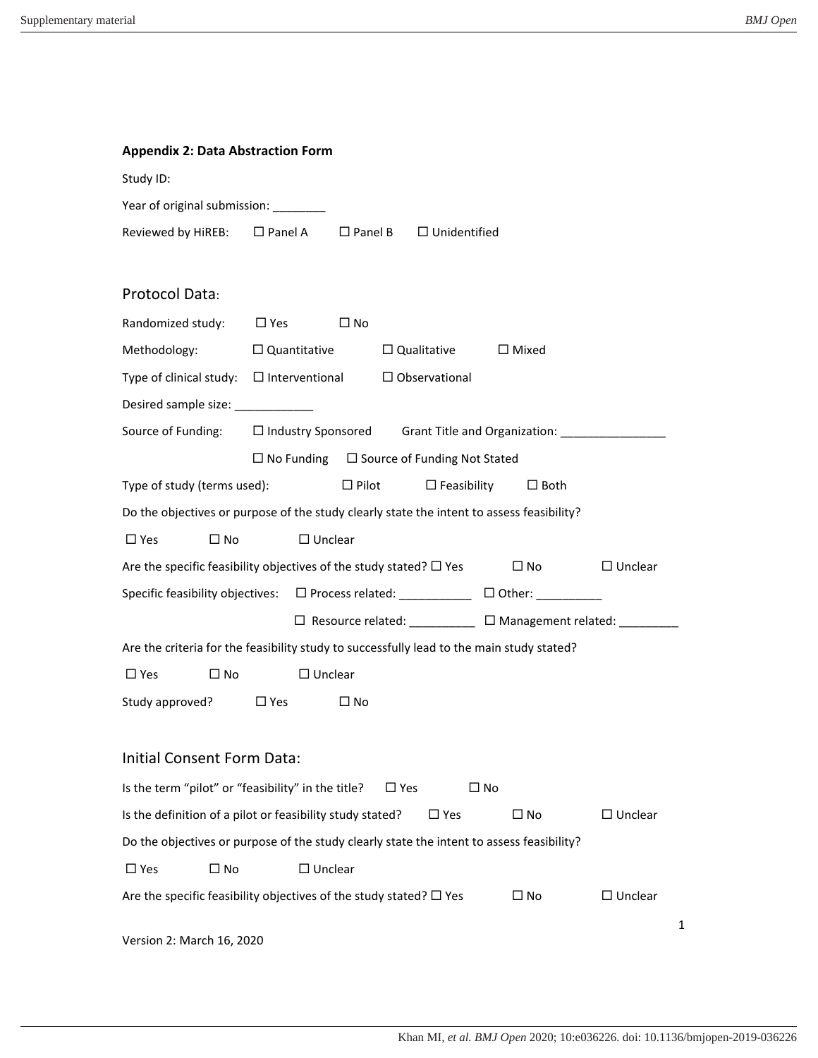**Appendix 2: Data Abstraction Form**

Study ID:

Year of original submission: ________

Reviewed by HiREB: ☐ Panel A ☐ Panel B ☐ Unidentified

## Protocol Data:

Randomized study: ☐ Yes ☐ No

Methodology: ☐ Quantitative ☐ Qualitative ☐ Mixed

Type of clinical study: ☐ Interventional ☐ Observational

Desired sample size: ____________

Source of Funding: ☐ Industry Sponsored Grant Title and Organization: ________________

☐ No Funding ☐ Source of Funding Not Stated

Type of study (terms used): ☐ Pilot ☐ Feasibility ☐ Both

Do the objectives or purpose of the study clearly state the intent to assess feasibility?

☐ Yes ☐ No ☐ Unclear

Are the specific feasibility objectives of the study stated? ☐ Yes ☐ No ☐ Unclear

Specific feasibility objectives: ☐ Process related: ___________ ☐ Other: __________

☐ Resource related: __________ ☐ Management related: _________

Are the criteria for the feasibility study to successfully lead to the main study stated?

☐ Yes ☐ No ☐ Unclear

Study approved? ☐ Yes ☐ No

## Initial Consent Form Data:

Is the term "pilot" or "feasibility" in the title? ☐ Yes ☐ No

Is the definition of a pilot or feasibility study stated? ☐ Yes ☐ No ☐ Unclear

Do the objectives or purpose of the study clearly state the intent to assess feasibility?

☐ Yes ☐ No ☐ Unclear

Are the specific feasibility objectives of the study stated? ☐ Yes ☐ No ☐ Unclear

Version 2: March 16, 2020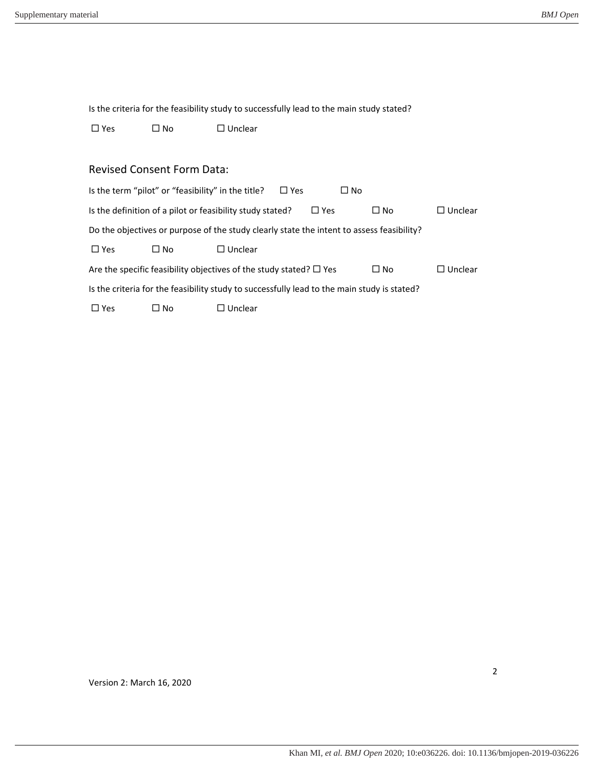Is the criteria for the feasibility study to successfully lead to the main study stated?

☐ Yes ☐ No ☐ Unclear

## Revised Consent Form Data:

Is the term "pilot" or "feasibility" in the title? ☐ Yes ☐ No

Is the definition of a pilot or feasibility study stated? ☐ Yes ☐ No ☐ Unclear

Do the objectives or purpose of the study clearly state the intent to assess feasibility?

☐ Yes ☐ No ☐ Unclear

Are the specific feasibility objectives of the study stated? ☐ Yes ☐ No ☐ Unclear

Is the criteria for the feasibility study to successfully lead to the main study is stated?

☐ Yes ☐ No ☐ Unclear

Version 2: March 16, 2020